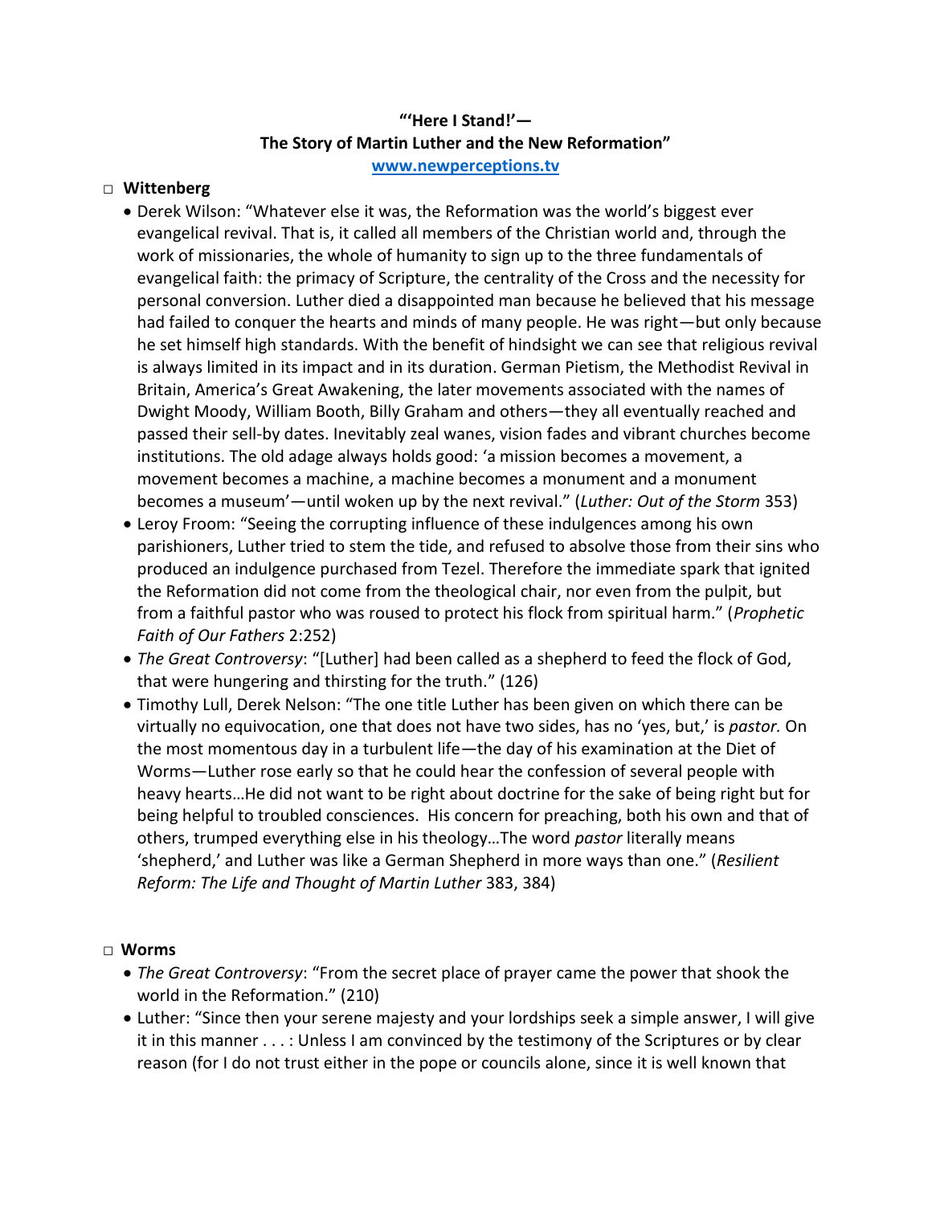**"'Here I Stand!'— The Story of Martin Luther and the New Reformation"**

**www.newperceptions.tv**

- **Wittenberg**
  - Derek Wilson: "Whatever else it was, the Reformation was the world's biggest ever evangelical revival. That is, it called all members of the Christian world and, through the work of missionaries, the whole of humanity to sign up to the three fundamentals of evangelical faith: the primacy of Scripture, the centrality of the Cross and the necessity for personal conversion. Luther died a disappointed man because he believed that his message had failed to conquer the hearts and minds of many people. He was right—but only because he set himself high standards. With the benefit of hindsight we can see that religious revival is always limited in its impact and in its duration. German Pietism, the Methodist Revival in Britain, America's Great Awakening, the later movements associated with the names of Dwight Moody, William Booth, Billy Graham and others—they all eventually reached and passed their sell-by dates. Inevitably zeal wanes, vision fades and vibrant churches become institutions. The old adage always holds good: 'a mission becomes a movement, a movement becomes a machine, a machine becomes a monument and a monument becomes a museum'—until woken up by the next revival." (*Luther: Out of the Storm* 353)
  - Leroy Froom: "Seeing the corrupting influence of these indulgences among his own parishioners, Luther tried to stem the tide, and refused to absolve those from their sins who produced an indulgence purchased from Tezel. Therefore the immediate spark that ignited the Reformation did not come from the theological chair, nor even from the pulpit, but from a faithful pastor who was roused to protect his flock from spiritual harm." (*Prophetic Faith of Our Fathers* 2:252)
  - *The Great Controversy*: "[Luther] had been called as a shepherd to feed the flock of God, that were hungering and thirsting for the truth." (126)
  - Timothy Lull, Derek Nelson: "The one title Luther has been given on which there can be virtually no equivocation, one that does not have two sides, has no 'yes, but,' is *pastor.* On the most momentous day in a turbulent life—the day of his examination at the Diet of Worms—Luther rose early so that he could hear the confession of several people with heavy hearts…He did not want to be right about doctrine for the sake of being right but for being helpful to troubled consciences. His concern for preaching, both his own and that of others, trumped everything else in his theology…The word *pastor* literally means 'shepherd,' and Luther was like a German Shepherd in more ways than one." (*Resilient Reform: The Life and Thought of Martin Luther* 383, 384)

- **Worms**
  - *The Great Controversy*: "From the secret place of prayer came the power that shook the world in the Reformation." (210)
  - Luther: "Since then your serene majesty and your lordships seek a simple answer, I will give it in this manner . . . : Unless I am convinced by the testimony of the Scriptures or by clear reason (for I do not trust either in the pope or councils alone, since it is well known that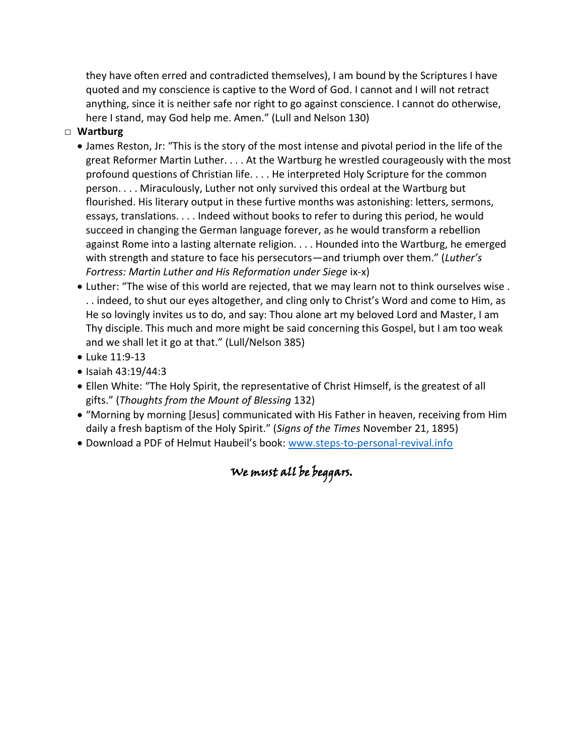they have often erred and contradicted themselves), I am bound by the Scriptures I have quoted and my conscience is captive to the Word of God. I cannot and I will not retract anything, since it is neither safe nor right to go against conscience. I cannot do otherwise, here I stand, may God help me. Amen." (Lull and Nelson 130)

- **Wartburg**
  - James Reston, Jr: "This is the story of the most intense and pivotal period in the life of the great Reformer Martin Luther. . . . At the Wartburg he wrestled courageously with the most profound questions of Christian life. . . . He interpreted Holy Scripture for the common person. . . . Miraculously, Luther not only survived this ordeal at the Wartburg but flourished. His literary output in these furtive months was astonishing: letters, sermons, essays, translations. . . . Indeed without books to refer to during this period, he would succeed in changing the German language forever, as he would transform a rebellion against Rome into a lasting alternate religion. . . . Hounded into the Wartburg, he emerged with strength and stature to face his persecutors—and triumph over them." (*Luther's Fortress: Martin Luther and His Reformation under Siege* ix-x)
  - Luther: "The wise of this world are rejected, that we may learn not to think ourselves wise . . . indeed, to shut our eyes altogether, and cling only to Christ's Word and come to Him, as He so lovingly invites us to do, and say: Thou alone art my beloved Lord and Master, I am Thy disciple. This much and more might be said concerning this Gospel, but I am too weak and we shall let it go at that." (Lull/Nelson 385)
  - Luke 11:9-13
  - Isaiah 43:19/44:3
  - Ellen White: "The Holy Spirit, the representative of Christ Himself, is the greatest of all gifts." (*Thoughts from the Mount of Blessing* 132)
  - "Morning by morning [Jesus] communicated with His Father in heaven, receiving from Him daily a fresh baptism of the Holy Spirit." (*Signs of the Times* November 21, 1895)
  - Download a PDF of Helmut Haubeil's book: www.steps-to-personal-revival.info

*We must all be beggars.*